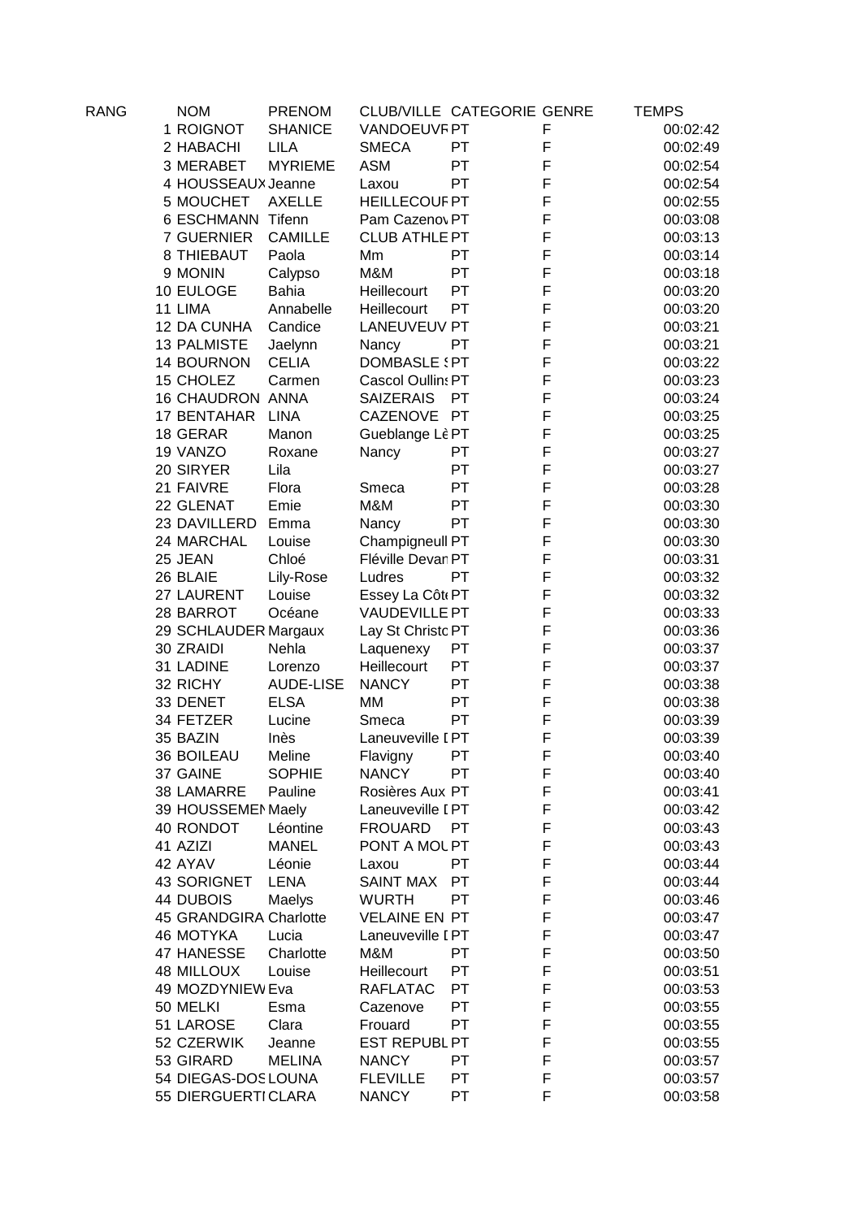| RANG | NOM | PRENOM | CLUB/VILLE | CATEGORIE | GENRE | TEMPS |
|---|---|---|---|---|---|---|
| 1 | ROIGNOT | SHANICE | VANDOEUVF | PT | F | 00:02:42 |
| 2 | HABACHI | LILA | SMECA | PT | F | 00:02:49 |
| 3 | MERABET | MYRIEME | ASM | PT | F | 00:02:54 |
| 4 | HOUSSEAUX | Jeanne | Laxou | PT | F | 00:02:54 |
| 5 | MOUCHET | AXELLE | HEILLECOUF | PT | F | 00:02:55 |
| 6 | ESCHMANN | Tifenn | Pam Cazenov | PT | F | 00:03:08 |
| 7 | GUERNIER | CAMILLE | CLUB ATHLE | PT | F | 00:03:13 |
| 8 | THIEBAUT | Paola | Mm | PT | F | 00:03:14 |
| 9 | MONIN | Calypso | M&M | PT | F | 00:03:18 |
| 10 | EULOGE | Bahia | Heillecourt | PT | F | 00:03:20 |
| 11 | LIMA | Annabelle | Heillecourt | PT | F | 00:03:20 |
| 12 | DA CUNHA | Candice | LANEUVEUV | PT | F | 00:03:21 |
| 13 | PALMISTE | Jaelynn | Nancy | PT | F | 00:03:21 |
| 14 | BOURNON | CELIA | DOMBASLE S | PT | F | 00:03:22 |
| 15 | CHOLEZ | Carmen | Cascol Oullins | PT | F | 00:03:23 |
| 16 | CHAUDRON | ANNA | SAIZERAIS | PT | F | 00:03:24 |
| 17 | BENTAHAR | LINA | CAZENOVE | PT | F | 00:03:25 |
| 18 | GERAR | Manon | Gueblange Lè | PT | F | 00:03:25 |
| 19 | VANZO | Roxane | Nancy | PT | F | 00:03:27 |
| 20 | SIRYER | Lila | | PT | F | 00:03:27 |
| 21 | FAIVRE | Flora | Smeca | PT | F | 00:03:28 |
| 22 | GLENAT | Emie | M&M | PT | F | 00:03:30 |
| 23 | DAVILLERD | Emma | Nancy | PT | F | 00:03:30 |
| 24 | MARCHAL | Louise | Champigneull | PT | F | 00:03:30 |
| 25 | JEAN | Chloé | Fléville Devan | PT | F | 00:03:31 |
| 26 | BLAIE | Lily-Rose | Ludres | PT | F | 00:03:32 |
| 27 | LAURENT | Louise | Essey La Côte | PT | F | 00:03:32 |
| 28 | BARROT | Océane | VAUDEVILLE | PT | F | 00:03:33 |
| 29 | SCHLAUDER | Margaux | Lay St Christo | PT | F | 00:03:36 |
| 30 | ZRAIDI | Nehla | Laquenexy | PT | F | 00:03:37 |
| 31 | LADINE | Lorenzo | Heillecourt | PT | F | 00:03:37 |
| 32 | RICHY | AUDE-LISE | NANCY | PT | F | 00:03:38 |
| 33 | DENET | ELSA | MM | PT | F | 00:03:38 |
| 34 | FETZER | Lucine | Smeca | PT | F | 00:03:39 |
| 35 | BAZIN | Inès | Laneuveville D | PT | F | 00:03:39 |
| 36 | BOILEAU | Meline | Flavigny | PT | F | 00:03:40 |
| 37 | GAINE | SOPHIE | NANCY | PT | F | 00:03:40 |
| 38 | LAMARRE | Pauline | Rosières Aux | PT | F | 00:03:41 |
| 39 | HOUSSEMEN | Maely | Laneuveville D | PT | F | 00:03:42 |
| 40 | RONDOT | Léontine | FROUARD | PT | F | 00:03:43 |
| 41 | AZIZI | MANEL | PONT A MOU | PT | F | 00:03:43 |
| 42 | AYAV | Léonie | Laxou | PT | F | 00:03:44 |
| 43 | SORIGNET | LENA | SAINT MAX | PT | F | 00:03:44 |
| 44 | DUBOIS | Maelys | WURTH | PT | F | 00:03:46 |
| 45 | GRANDGIRA | Charlotte | VELAINE EN | PT | F | 00:03:47 |
| 46 | MOTYKA | Lucia | Laneuveville D | PT | F | 00:03:47 |
| 47 | HANESSE | Charlotte | M&M | PT | F | 00:03:50 |
| 48 | MILLOUX | Louise | Heillecourt | PT | F | 00:03:51 |
| 49 | MOZDYNIEW | Eva | RAFLATAC | PT | F | 00:03:53 |
| 50 | MELKI | Esma | Cazenove | PT | F | 00:03:55 |
| 51 | LAROSE | Clara | Frouard | PT | F | 00:03:55 |
| 52 | CZERWIK | Jeanne | EST REPUBL | PT | F | 00:03:55 |
| 53 | GIRARD | MELINA | NANCY | PT | F | 00:03:57 |
| 54 | DIEGAS-DOS | LOUNA | FLEVILLE | PT | F | 00:03:57 |
| 55 | DIERGUERTI | CLARA | NANCY | PT | F | 00:03:58 |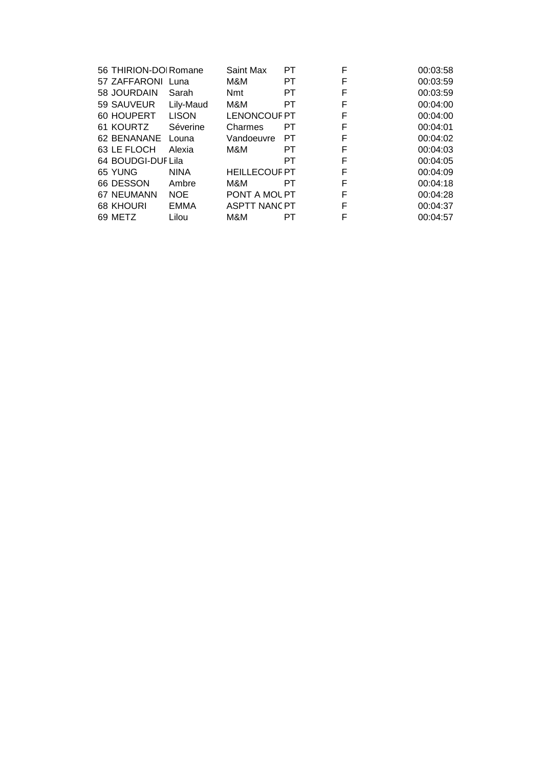| | | | | | | |
|---|---|---|---|---|---|---|
| 56 | THIRION-DOI | Romane | Saint Max | PT | F | 00:03:58 |
| 57 | ZAFFARONI | Luna | M&M | PT | F | 00:03:59 |
| 58 | JOURDAIN | Sarah | Nmt | PT | F | 00:03:59 |
| 59 | SAUVEUR | Lily-Maud | M&M | PT | F | 00:04:00 |
| 60 | HOUPERT | LISON | LENONCOUF | PT | F | 00:04:00 |
| 61 | KOURTZ | Séverine | Charmes | PT | F | 00:04:01 |
| 62 | BENANANE | Louna | Vandoeuvre | PT | F | 00:04:02 |
| 63 | LE FLOCH | Alexia | M&M | PT | F | 00:04:03 |
| 64 | BOUDGI-DUF | Lila | | PT | F | 00:04:05 |
| 65 | YUNG | NINA | HEILLECOUF | PT | F | 00:04:09 |
| 66 | DESSON | Ambre | M&M | PT | F | 00:04:18 |
| 67 | NEUMANN | NOE | PONT A MOU | PT | F | 00:04:28 |
| 68 | KHOURI | EMMA | ASPTT NANC | PT | F | 00:04:37 |
| 69 | METZ | Lilou | M&M | PT | F | 00:04:57 |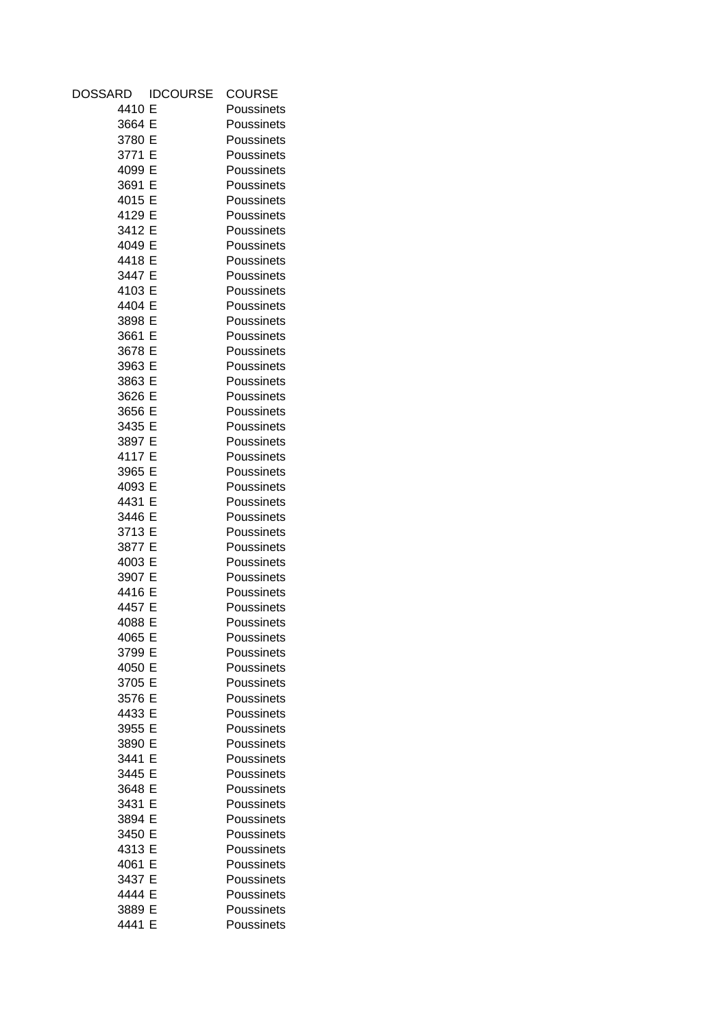| DOSSARD | IDCOURSE | COURSE |
| --- | --- | --- |
| 4410 | E | Poussinets |
| 3664 | E | Poussinets |
| 3780 | E | Poussinets |
| 3771 | E | Poussinets |
| 4099 | E | Poussinets |
| 3691 | E | Poussinets |
| 4015 | E | Poussinets |
| 4129 | E | Poussinets |
| 3412 | E | Poussinets |
| 4049 | E | Poussinets |
| 4418 | E | Poussinets |
| 3447 | E | Poussinets |
| 4103 | E | Poussinets |
| 4404 | E | Poussinets |
| 3898 | E | Poussinets |
| 3661 | E | Poussinets |
| 3678 | E | Poussinets |
| 3963 | E | Poussinets |
| 3863 | E | Poussinets |
| 3626 | E | Poussinets |
| 3656 | E | Poussinets |
| 3435 | E | Poussinets |
| 3897 | E | Poussinets |
| 4117 | E | Poussinets |
| 3965 | E | Poussinets |
| 4093 | E | Poussinets |
| 4431 | E | Poussinets |
| 3446 | E | Poussinets |
| 3713 | E | Poussinets |
| 3877 | E | Poussinets |
| 4003 | E | Poussinets |
| 3907 | E | Poussinets |
| 4416 | E | Poussinets |
| 4457 | E | Poussinets |
| 4088 | E | Poussinets |
| 4065 | E | Poussinets |
| 3799 | E | Poussinets |
| 4050 | E | Poussinets |
| 3705 | E | Poussinets |
| 3576 | E | Poussinets |
| 4433 | E | Poussinets |
| 3955 | E | Poussinets |
| 3890 | E | Poussinets |
| 3441 | E | Poussinets |
| 3445 | E | Poussinets |
| 3648 | E | Poussinets |
| 3431 | E | Poussinets |
| 3894 | E | Poussinets |
| 3450 | E | Poussinets |
| 4313 | E | Poussinets |
| 4061 | E | Poussinets |
| 3437 | E | Poussinets |
| 4444 | E | Poussinets |
| 3889 | E | Poussinets |
| 4441 | E | Poussinets |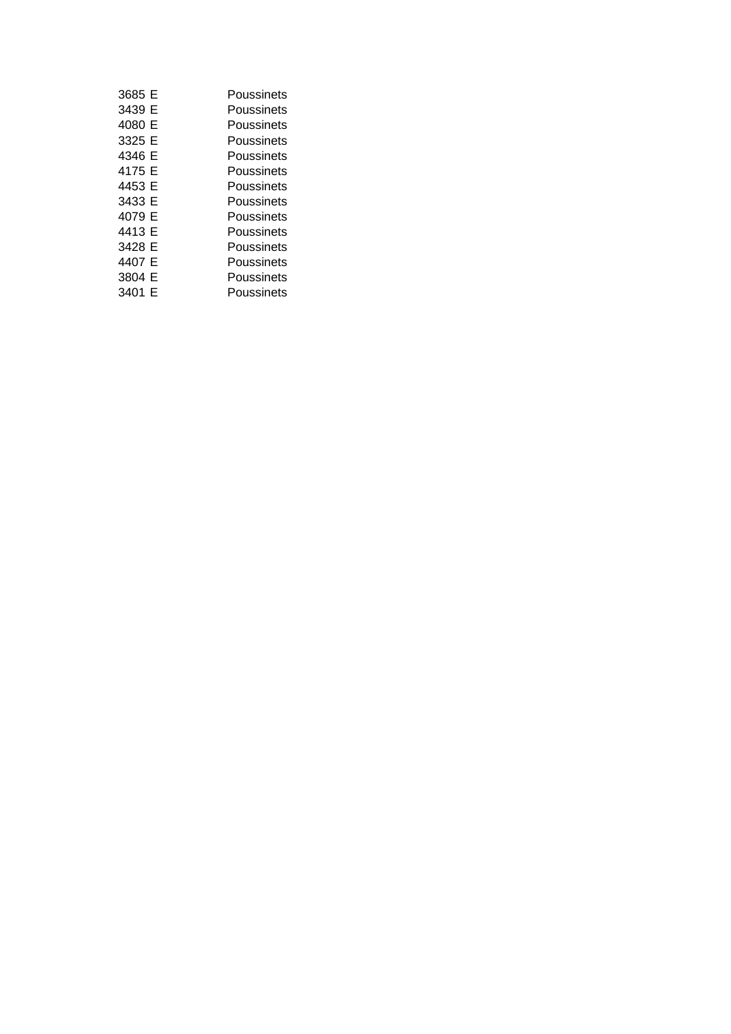| | | |
|---|---|---|
| 3685 | E | Poussinets |
| 3439 | E | Poussinets |
| 4080 | E | Poussinets |
| 3325 | E | Poussinets |
| 4346 | E | Poussinets |
| 4175 | E | Poussinets |
| 4453 | E | Poussinets |
| 3433 | E | Poussinets |
| 4079 | E | Poussinets |
| 4413 | E | Poussinets |
| 3428 | E | Poussinets |
| 4407 | E | Poussinets |
| 3804 | E | Poussinets |
| 3401 | E | Poussinets |